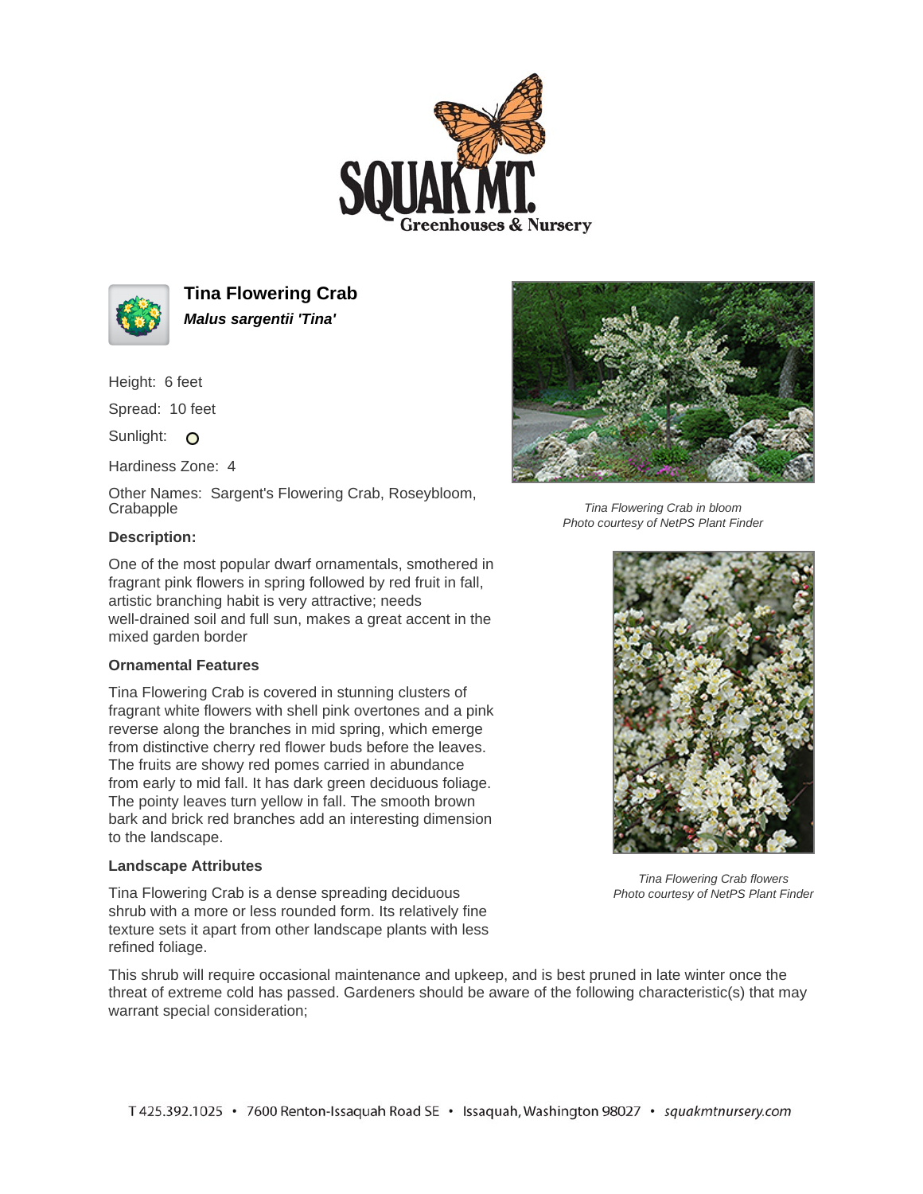# Tina Flowering Crab

***Malus sargentii 'Tina'***

Height: 6 feet

Spread: 10 feet

Sunlight:

Hardiness Zone: 4

Other Names: Sargent's Flowering Crab, Roseybloom, Crabapple

**Description:**

One of the most popular dwarf ornamentals, smothered in fragrant pink flowers in spring followed by red fruit in fall, artistic branching habit is very attractive; needs well-drained soil and full sun, makes a great accent in the mixed garden border

*Tina Flowering Crab in bloom*
*Photo courtesy of NetPS Plant Finder*

### Ornamental Features

Tina Flowering Crab is covered in stunning clusters of fragrant white flowers with shell pink overtones and a pink reverse along the branches in mid spring, which emerge from distinctive cherry red flower buds before the leaves. The fruits are showy red pomes carried in abundance from early to mid fall. It has dark green deciduous foliage. The pointy leaves turn yellow in fall. The smooth brown bark and brick red branches add an interesting dimension to the landscape.

*Tina Flowering Crab flowers*
*Photo courtesy of NetPS Plant Finder*

### Landscape Attributes

Tina Flowering Crab is a dense spreading deciduous shrub with a more or less rounded form. Its relatively fine texture sets it apart from other landscape plants with less refined foliage.

This shrub will require occasional maintenance and upkeep, and is best pruned in late winter once the threat of extreme cold has passed. Gardeners should be aware of the following characteristic(s) that may warrant special consideration;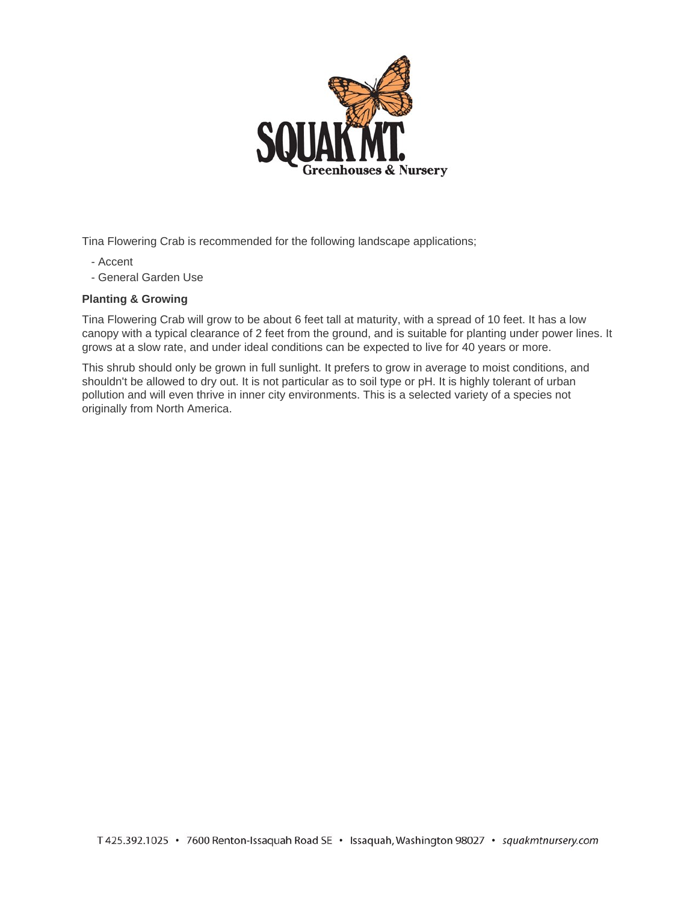Tina Flowering Crab is recommended for the following landscape applications;

- Accent
- General Garden Use

**Planting & Growing**

Tina Flowering Crab will grow to be about 6 feet tall at maturity, with a spread of 10 feet. It has a low canopy with a typical clearance of 2 feet from the ground, and is suitable for planting under power lines. It grows at a slow rate, and under ideal conditions can be expected to live for 40 years or more.

This shrub should only be grown in full sunlight. It prefers to grow in average to moist conditions, and shouldn't be allowed to dry out. It is not particular as to soil type or pH. It is highly tolerant of urban pollution and will even thrive in inner city environments. This is a selected variety of a species not originally from North America.